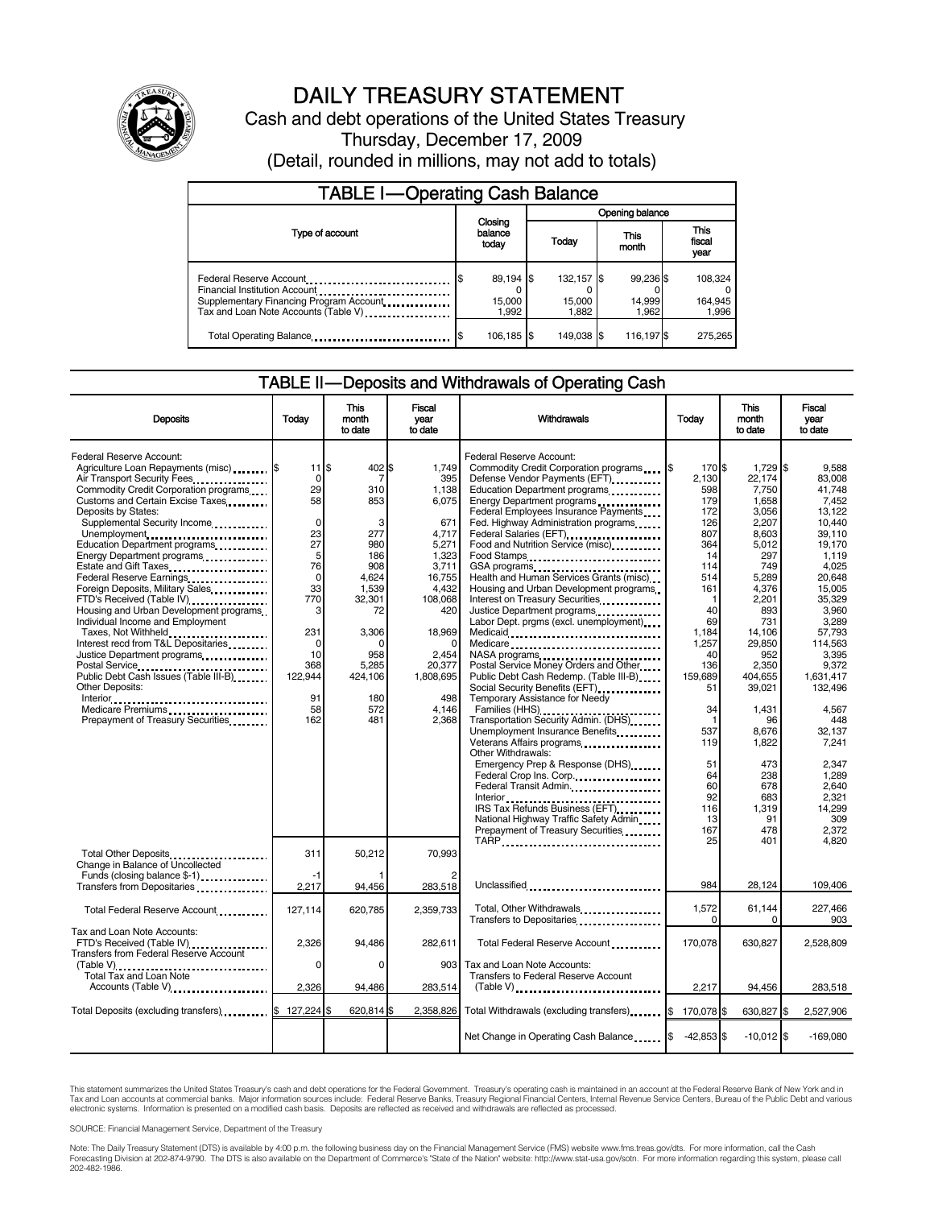# DAILY TREASURY STATEMENT

Cash and debt operations of the United States Treasury

Thursday, December 17, 2009

(Detail, rounded in millions, may not add to totals)

## TABLE I—Operating Cash Balance

| Type of account | Closing balance today | Opening balance Today | Opening balance This month | Opening balance This fiscal year |
|---|---|---|---|---|
| Federal Reserve Account | $ 89,194 | $ 132,157 | $ 99,236 | $ 108,324 |
| Financial Institution Account | 0 | 0 | 0 | 0 |
| Supplementary Financing Program Account | 15,000 | 15,000 | 14,999 | 164,945 |
| Tax and Loan Note Accounts (Table V) | 1,992 | 1,882 | 1,962 | 1,996 |
| Total Operating Balance | $ 106,185 | $ 149,038 | $ 116,197 | $ 275,265 |

## TABLE II—Deposits and Withdrawals of Operating Cash

| Deposits | Today | This month to date | Fiscal year to date |
|---|---|---|---|
| Federal Reserve Account: | | | |
| Agriculture Loan Repayments (misc) | $ 11 | $ 402 | $ 1,749 |
| Air Transport Security Fees | 0 | 7 | 395 |
| Commodity Credit Corporation programs | 29 | 310 | 1,138 |
| Customs and Certain Excise Taxes | 58 | 853 | 6,075 |
| Deposits by States: | | | |
| Supplemental Security Income | 0 | 3 | 671 |
| Unemployment | 23 | 277 | 4,717 |
| Education Department programs | 27 | 980 | 5,271 |
| Energy Department programs | 5 | 186 | 1,323 |
| Estate and Gift Taxes | 76 | 908 | 3,711 |
| Federal Reserve Earnings | 0 | 4,624 | 16,755 |
| Foreign Deposits, Military Sales | 33 | 1,539 | 4,432 |
| FTD's Received (Table IV) | 770 | 32,301 | 108,068 |
| Housing and Urban Development programs | 3 | 72 | 420 |
| Individual Income and Employment Taxes, Not Withheld | 231 | 3,306 | 18,969 |
| Interest recd from T&L Depositaries | 0 | 0 | 0 |
| Justice Department programs | 10 | 958 | 2,454 |
| Postal Service | 368 | 5,285 | 20,377 |
| Public Debt Cash Issues (Table III-B) | 122,944 | 424,106 | 1,808,695 |
| Other Deposits: | | | |
| Interior | 91 | 180 | 498 |
| Medicare Premiums | 58 | 572 | 4,146 |
| Prepayment of Treasury Securities | 162 | 481 | 2,368 |
| Total Other Deposits | 311 | 50,212 | 70,993 |
| Change in Balance of Uncollected Funds (closing balance $-1) | -1 | 1 | 2 |
| Transfers from Depositaries | 2,217 | 94,456 | 283,518 |
| Total Federal Reserve Account | 127,114 | 620,785 | 2,359,733 |
| Tax and Loan Note Accounts: | | | |
| FTD's Received (Table IV) | 2,326 | 94,486 | 282,611 |
| Transfers from Federal Reserve Account (Table V) | 0 | 0 | 903 |
| Total Tax and Loan Note Accounts (Table V) | 2,326 | 94,486 | 283,514 |
| Total Deposits (excluding transfers) | $ 127,224 | $ 620,814 | $ 2,358,826 |

| Withdrawals | Today | This month to date | Fiscal year to date |
|---|---|---|---|
| Federal Reserve Account: | | | |
| Commodity Credit Corporation programs | $ 170 | $ 1,729 | $ 9,588 |
| Defense Vendor Payments (EFT) | 2,130 | 22,174 | 83,008 |
| Education Department programs | 598 | 7,750 | 41,748 |
| Energy Department programs | 179 | 1,658 | 7,452 |
| Federal Employees Insurance Payments | 172 | 3,056 | 13,122 |
| Fed. Highway Administration programs | 126 | 2,207 | 10,440 |
| Federal Salaries (EFT) | 807 | 8,603 | 39,110 |
| Food and Nutrition Service (misc) | 364 | 5,012 | 19,170 |
| Food Stamps | 14 | 297 | 1,119 |
| GSA programs | 114 | 749 | 4,025 |
| Health and Human Services Grants (misc) | 514 | 5,289 | 20,648 |
| Housing and Urban Development programs | 161 | 4,376 | 15,005 |
| Interest on Treasury Securities | 1 | 2,201 | 35,329 |
| Justice Department programs | 40 | 893 | 3,960 |
| Labor Dept. prgms (excl. unemployment) | 69 | 731 | 3,289 |
| Medicaid | 1,184 | 14,106 | 57,793 |
| Medicare | 1,257 | 29,850 | 114,563 |
| NASA programs | 40 | 952 | 3,395 |
| Postal Service Money Orders and Other | 136 | 2,350 | 9,372 |
| Public Debt Cash Redemp. (Table III-B) | 159,689 | 404,655 | 1,631,417 |
| Social Security Benefits (EFT) | 51 | 39,021 | 132,496 |
| Temporary Assistance for Needy Families (HHS) | 34 | 1,431 | 4,567 |
| Transportation Security Admin. (DHS) | 1 | 96 | 448 |
| Unemployment Insurance Benefits | 537 | 8,676 | 32,137 |
| Veterans Affairs programs | 119 | 1,822 | 7,241 |
| Other Withdrawals: | | | |
| Emergency Prep & Response (DHS) | 51 | 473 | 2,347 |
| Federal Crop Ins. Corp. | 64 | 238 | 1,289 |
| Federal Transit Admin. | 60 | 678 | 2,640 |
| Interior | 92 | 683 | 2,321 |
| IRS Tax Refunds Business (EFT) | 116 | 1,319 | 14,299 |
| National Highway Traffic Safety Admin | 13 | 91 | 309 |
| Prepayment of Treasury Securities | 167 | 478 | 2,372 |
| TARP | 25 | 401 | 4,820 |
| Unclassified | 984 | 28,124 | 109,406 |
| Total, Other Withdrawals | 1,572 | 61,144 | 227,466 |
| Transfers to Depositaries | 0 | 0 | 903 |
| Total Federal Reserve Account | 170,078 | 630,827 | 2,528,809 |
| Tax and Loan Note Accounts: | | | |
| Transfers to Federal Reserve Account (Table V) | 2,217 | 94,456 | 283,518 |
| Total Withdrawals (excluding transfers) | $ 170,078 | $ 630,827 | $ 2,527,906 |
| Net Change in Operating Cash Balance | $ -42,853 | $ -10,012 | $ -169,080 |

This statement summarizes the United States Treasury's cash and debt operations for the Federal Government. Treasury's operating cash is maintained in an account at the Federal Reserve Bank of New York and in Tax and Loan accounts at commercial banks. Major information sources include: Federal Reserve Banks, Treasury Regional Financial Centers, Internal Revenue Service Centers, Bureau of the Public Debt and various electronic systems. Information is presented on a modified cash basis. Deposits are reflected as received and withdrawals are reflected as processed.

SOURCE: Financial Management Service, Department of the Treasury

Note: The Daily Treasury Statement (DTS) is available by 4:00 p.m. the following business day on the Financial Management Service (FMS) website www.fms.treas.gov/dts. For more information, call the Cash Forecasting Division at 202-874-9790. The DTS is also available on the Department of Commerce's "State of the Nation" website: http://www.stat-usa.gov/sotn. For more information regarding this system, please call 202-482-1986.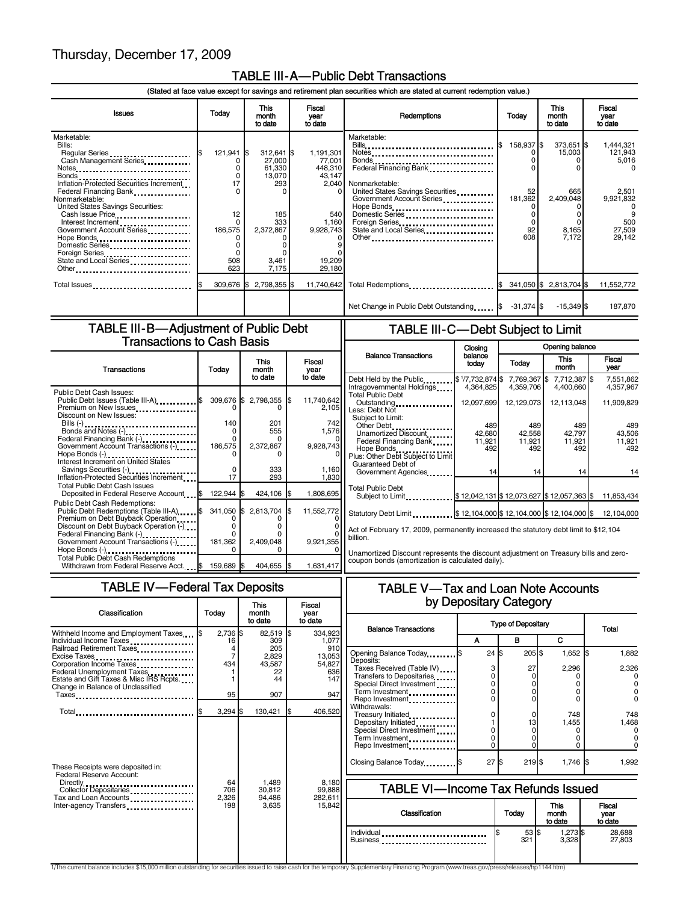Thursday, December 17, 2009

## TABLE III-A—Public Debt Transactions

(Stated at face value except for savings and retirement plan securities which are stated at current redemption value.)

| Issues | Today | This month to date | Fiscal year to date |
|---|---|---|---|
| Marketable: | | | |
| Bills: | | | |
| Regular Series | $ 121,941 | $ 312,641 | $ 1,191,301 |
| Cash Management Series | 0 | 27,000 | 77,001 |
| Notes | 0 | 61,330 | 448,310 |
| Bonds | 0 | 13,070 | 43,147 |
| Inflation-Protected Securities Increment | 17 | 293 | 2,040 |
| Federal Financing Bank | 0 | 0 | 0 |
| Nonmarketable: | | | |
| United States Savings Securities: | | | |
| Cash Issue Price | 12 | 185 | 540 |
| Interest Increment | 0 | 333 | 1,160 |
| Government Account Series | 186,575 | 2,372,867 | 9,928,743 |
| Hope Bonds | 0 | 0 | 0 |
| Domestic Series | 0 | 0 | 9 |
| Foreign Series | 0 | 0 | 0 |
| State and Local Series | 508 | 3,461 | 19,209 |
| Other | 623 | 7,175 | 29,180 |
| Total Issues | $ 309,676 | $ 2,798,355 | $ 11,740,642 |

| Redemptions | Today | This month to date | Fiscal year to date |
|---|---|---|---|
| Marketable: | | | |
| Bills | $ 158,937 | $ 373,651 | $ 1,444,321 |
| Notes | 0 | 15,003 | 121,943 |
| Bonds | 0 | 0 | 5,016 |
| Federal Financing Bank | 0 | 0 | 0 |
| Nonmarketable: | | | |
| United States Savings Securities | 52 | 665 | 2,501 |
| Government Account Series | 181,362 | 2,409,048 | 9,921,832 |
| Hope Bonds | 0 | 0 | 0 |
| Domestic Series | 0 | 0 | 9 |
| Foreign Series | 0 | 0 | 500 |
| State and Local Series | 92 | 8,165 | 27,509 |
| Other | 608 | 7,172 | 29,142 |
| Total Redemptions | $ 341,050 | $ 2,813,704 | $ 11,552,772 |
| Net Change in Public Debt Outstanding | $ -31,374 | $ -15,349 | $ 187,870 |

## TABLE III-B—Adjustment of Public Debt Transactions to Cash Basis

| Transactions | Today | This month to date | Fiscal year to date |
|---|---|---|---|
| Public Debt Cash Issues: | | | |
| Public Debt Issues (Table III-A) | $ 309,676 | $ 2,798,355 | $ 11,740,642 |
| Premium on New Issues | 0 | 0 | 2,105 |
| Discount on New Issues: | | | |
| Bills (-) | 140 | 201 | 742 |
| Bonds and Notes (-) | 0 | 555 | 1,576 |
| Federal Financing Bank (-) | 0 | 0 | 0 |
| Government Account Transactions (-) | 186,575 | 2,372,867 | 9,928,743 |
| Hope Bonds (-) | 0 | 0 | 0 |
| Interest Increment on United States Savings Securities (-) | 0 | 333 | 1,160 |
| Inflation-Protected Securities Increment | 17 | 293 | 1,830 |
| Total Public Debt Cash Issues Deposited in Federal Reserve Account | $ 122,944 | $ 424,106 | $ 1,808,695 |
| Public Debt Cash Redemptions: | | | |
| Public Debt Redemptions (Table III-A) | $ 341,050 | $ 2,813,704 | $ 11,552,772 |
| Premium on Debt Buyback Operation | 0 | 0 | 0 |
| Discount on Debt Buyback Operation (-) | 0 | 0 | 0 |
| Federal Financing Bank (-) | 0 | 0 | 0 |
| Government Account Transactions (-) | 181,362 | 2,409,048 | 9,921,355 |
| Hope Bonds (-) | 0 | 0 | 0 |
| Total Public Debt Cash Redemptions Withdrawn from Federal Reserve Acct. | $ 159,689 | $ 404,655 | $ 1,631,417 |

## TABLE III-C—Debt Subject to Limit

| Balance Transactions | Closing balance today | Opening balance Today | Opening balance This month | Opening balance Fiscal year |
|---|---|---|---|---|
| Debt Held by the Public | $ [1]7,732,874 | $ 7,769,367 | $ 7,712,387 | $ 7,551,862 |
| Intragovernmental Holdings | 4,364,825 | 4,359,706 | 4,400,660 | 4,357,967 |
| Total Public Debt Outstanding | 12,097,699 | 12,129,073 | 12,113,048 | 11,909,829 |
| Less: Debt Not Subject to Limit: | | | | |
| Other Debt | 489 | 489 | 489 | 489 |
| Unamortized Discount | 42,680 | 42,558 | 42,797 | 43,506 |
| Federal Financing Bank | 11,921 | 11,921 | 11,921 | 11,921 |
| Hope Bonds | 492 | 492 | 492 | 492 |
| Plus: Other Debt Subject to Limit | | | | |
| Guaranteed Debt of Government Agencies | 14 | 14 | 14 | 14 |
| Total Public Debt Subject to Limit | $ 12,042,131 | $ 12,073,627 | $ 12,057,363 | $ 11,853,434 |
| Statutory Debt Limit | $ 12,104,000 | $ 12,104,000 | $ 12,104,000 | $ 12,104,000 |

Act of February 17, 2009, permanently increased the statutory debt limit to $12,104 billion.

Unamortized Discount represents the discount adjustment on Treasury bills and zero-coupon bonds (amortization is calculated daily).

## TABLE IV—Federal Tax Deposits

| Classification | Today | This month to date | Fiscal year to date |
|---|---|---|---|
| Withheld Income and Employment Taxes | $ 2,736 | $ 82,519 | $ 334,923 |
| Individual Income Taxes | 16 | 309 | 1,077 |
| Railroad Retirement Taxes | 4 | 205 | 910 |
| Excise Taxes | 7 | 2,829 | 13,053 |
| Corporation Income Taxes | 434 | 43,587 | 54,827 |
| Federal Unemployment Taxes | 1 | 22 | 636 |
| Estate and Gift Taxes & Misc IRS Rcpts. | 1 | 44 | 147 |
| Change in Balance of Unclassified Taxes | 95 | 907 | 947 |
| Total | $ 3,294 | $ 130,421 | $ 406,520 |
| These Receipts were deposited in: | | | |
| Federal Reserve Account: | | | |
| Directly | 64 | 1,489 | 8,180 |
| Collector Depositaries | 706 | 30,812 | 99,888 |
| Tax and Loan Accounts | 2,326 | 94,486 | 282,611 |
| Inter-agency Transfers | 198 | 3,635 | 15,842 |

## TABLE V—Tax and Loan Note Accounts by Depositary Category

| Balance Transactions | Type of Depositary A | Type of Depositary B | Type of Depositary C | Total |
|---|---|---|---|---|
| Opening Balance Today | $ 24 | $ 205 | $ 1,652 | $ 1,882 |
| Deposits: | | | | |
| Taxes Received (Table IV) | 3 | 27 | 2,296 | 2,326 |
| Transfers to Depositaries | 0 | 0 | 0 | 0 |
| Special Direct Investment | 0 | 0 | 0 | 0 |
| Term Investment | 0 | 0 | 0 | 0 |
| Repo Investment | 0 | 0 | 0 | 0 |
| Withdrawals: | | | | |
| Treasury Initiated | 0 | 0 | 748 | 748 |
| Depositary Initiated | 1 | 13 | 1,455 | 1,468 |
| Special Direct Investment | 0 | 0 | 0 | 0 |
| Term Investment | 0 | 0 | 0 | 0 |
| Repo Investment | 0 | 0 | 0 | 0 |
| Closing Balance Today | $ 27 | $ 219 | $ 1,746 | $ 1,992 |

## TABLE VI—Income Tax Refunds Issued

| Classification | Today | This month to date | Fiscal year to date |
|---|---|---|---|
| Individual | $ 53 | $ 1,273 | $ 28,688 |
| Business | 321 | 3,328 | 27,803 |

[1]The current balance includes $15,000 million outstanding for securities issued to raise cash for the temporary Supplementary Financing Program (www.treas.gov/press/releases/hp1144.htm).